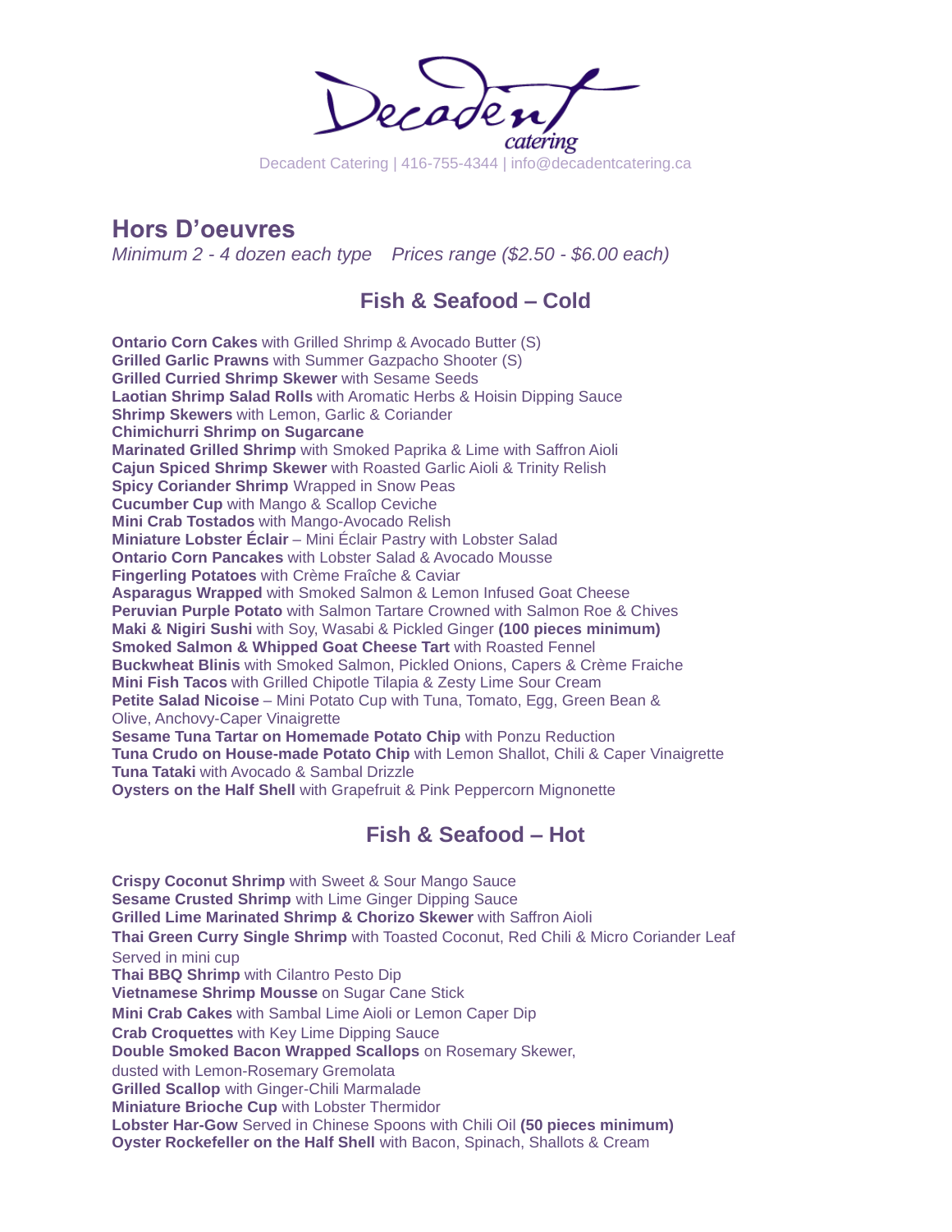Decadent catering

Decadent Catering | 416-755-4344 | info@decadentcatering.ca

## Hors D'oeuvres

*Minimum 2 - 4 dozen each type Prices range ($2.50 - $6.00 each)*

### Fish & Seafood – Cold

**Ontario Corn Cakes** with Grilled Shrimp & Avocado Butter (S)
**Grilled Garlic Prawns** with Summer Gazpacho Shooter (S)
**Grilled Curried Shrimp Skewer** with Sesame Seeds
**Laotian Shrimp Salad Rolls** with Aromatic Herbs & Hoisin Dipping Sauce
**Shrimp Skewers** with Lemon, Garlic & Coriander
**Chimichurri Shrimp on Sugarcane**
**Marinated Grilled Shrimp** with Smoked Paprika & Lime with Saffron Aioli
**Cajun Spiced Shrimp Skewer** with Roasted Garlic Aioli & Trinity Relish
**Spicy Coriander Shrimp** Wrapped in Snow Peas
**Cucumber Cup** with Mango & Scallop Ceviche
**Mini Crab Tostados** with Mango-Avocado Relish
**Miniature Lobster Éclair** – Mini Éclair Pastry with Lobster Salad
**Ontario Corn Pancakes** with Lobster Salad & Avocado Mousse
**Fingerling Potatoes** with Crème Fraîche & Caviar
**Asparagus Wrapped** with Smoked Salmon & Lemon Infused Goat Cheese
**Peruvian Purple Potato** with Salmon Tartare Crowned with Salmon Roe & Chives
**Maki & Nigiri Sushi** with Soy, Wasabi & Pickled Ginger **(100 pieces minimum)**
**Smoked Salmon & Whipped Goat Cheese Tart** with Roasted Fennel
**Buckwheat Blinis** with Smoked Salmon, Pickled Onions, Capers & Crème Fraiche
**Mini Fish Tacos** with Grilled Chipotle Tilapia & Zesty Lime Sour Cream
**Petite Salad Nicoise** – Mini Potato Cup with Tuna, Tomato, Egg, Green Bean & Olive, Anchovy-Caper Vinaigrette
**Sesame Tuna Tartar on Homemade Potato Chip** with Ponzu Reduction
**Tuna Crudo on House-made Potato Chip** with Lemon Shallot, Chili & Caper Vinaigrette
**Tuna Tataki** with Avocado & Sambal Drizzle
**Oysters on the Half Shell** with Grapefruit & Pink Peppercorn Mignonette

### Fish & Seafood – Hot

**Crispy Coconut Shrimp** with Sweet & Sour Mango Sauce
**Sesame Crusted Shrimp** with Lime Ginger Dipping Sauce
**Grilled Lime Marinated Shrimp & Chorizo Skewer** with Saffron Aioli
**Thai Green Curry Single Shrimp** with Toasted Coconut, Red Chili & Micro Coriander Leaf Served in mini cup
**Thai BBQ Shrimp** with Cilantro Pesto Dip
**Vietnamese Shrimp Mousse** on Sugar Cane Stick
**Mini Crab Cakes** with Sambal Lime Aioli or Lemon Caper Dip
**Crab Croquettes** with Key Lime Dipping Sauce
**Double Smoked Bacon Wrapped Scallops** on Rosemary Skewer, dusted with Lemon-Rosemary Gremolata
**Grilled Scallop** with Ginger-Chili Marmalade
**Miniature Brioche Cup** with Lobster Thermidor
**Lobster Har-Gow** Served in Chinese Spoons with Chili Oil **(50 pieces minimum)**
**Oyster Rockefeller on the Half Shell** with Bacon, Spinach, Shallots & Cream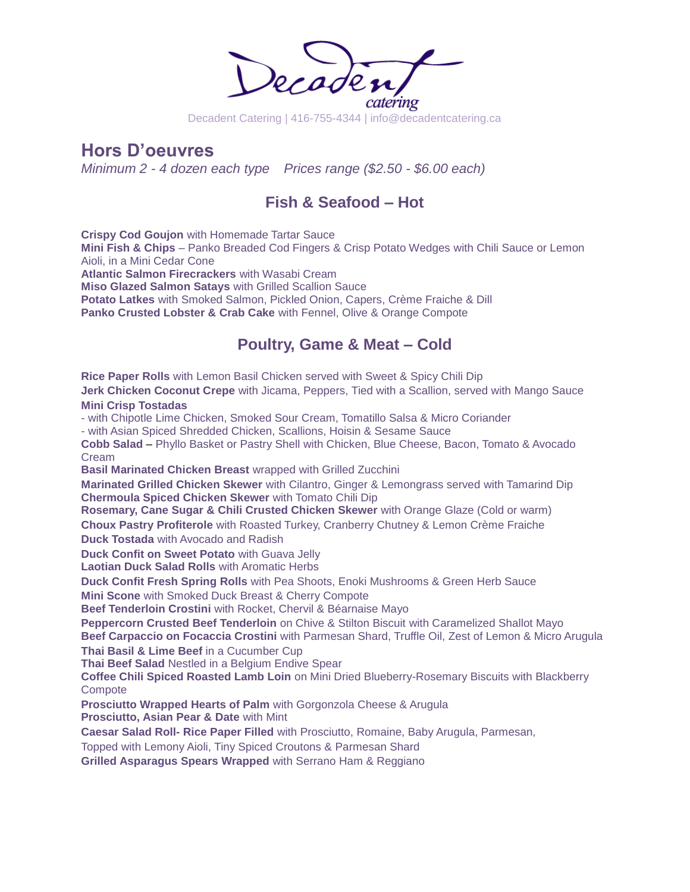Decadent Catering | 416-755-4344 | info@decadentcatering.ca

# Hors D'oeuvres

*Minimum 2 - 4 dozen each type    Prices range ($2.50 - $6.00 each)*

## Fish & Seafood – Hot

**Crispy Cod Goujon** with Homemade Tartar Sauce
**Mini Fish & Chips** – Panko Breaded Cod Fingers & Crisp Potato Wedges with Chili Sauce or Lemon Aioli, in a Mini Cedar Cone
**Atlantic Salmon Firecrackers** with Wasabi Cream
**Miso Glazed Salmon Satays** with Grilled Scallion Sauce
**Potato Latkes** with Smoked Salmon, Pickled Onion, Capers, Crème Fraiche & Dill
**Panko Crusted Lobster & Crab Cake** with Fennel, Olive & Orange Compote

## Poultry, Game & Meat – Cold

**Rice Paper Rolls** with Lemon Basil Chicken served with Sweet & Spicy Chili Dip
**Jerk Chicken Coconut Crepe** with Jicama, Peppers, Tied with a Scallion, served with Mango Sauce
**Mini Crisp Tostadas**
- with Chipotle Lime Chicken, Smoked Sour Cream, Tomatillo Salsa & Micro Coriander
- with Asian Spiced Shredded Chicken, Scallions, Hoisin & Sesame Sauce

**Cobb Salad –** Phyllo Basket or Pastry Shell with Chicken, Blue Cheese, Bacon, Tomato & Avocado Cream
**Basil Marinated Chicken Breast** wrapped with Grilled Zucchini
**Marinated Grilled Chicken Skewer** with Cilantro, Ginger & Lemongrass served with Tamarind Dip
**Chermoula Spiced Chicken Skewer** with Tomato Chili Dip
**Rosemary, Cane Sugar & Chili Crusted Chicken Skewer** with Orange Glaze (Cold or warm)
**Choux Pastry Profiterole** with Roasted Turkey, Cranberry Chutney & Lemon Crème Fraiche
**Duck Tostada** with Avocado and Radish
**Duck Confit on Sweet Potato** with Guava Jelly
**Laotian Duck Salad Rolls** with Aromatic Herbs
**Duck Confit Fresh Spring Rolls** with Pea Shoots, Enoki Mushrooms & Green Herb Sauce
**Mini Scone** with Smoked Duck Breast & Cherry Compote
**Beef Tenderloin Crostini** with Rocket, Chervil & Béarnaise Mayo
**Peppercorn Crusted Beef Tenderloin** on Chive & Stilton Biscuit with Caramelized Shallot Mayo
**Beef Carpaccio on Focaccia Crostini** with Parmesan Shard, Truffle Oil, Zest of Lemon & Micro Arugula
**Thai Basil & Lime Beef** in a Cucumber Cup
**Thai Beef Salad** Nestled in a Belgium Endive Spear
**Coffee Chili Spiced Roasted Lamb Loin** on Mini Dried Blueberry-Rosemary Biscuits with Blackberry Compote
**Prosciutto Wrapped Hearts of Palm** with Gorgonzola Cheese & Arugula
**Prosciutto, Asian Pear & Date** with Mint
**Caesar Salad Roll- Rice Paper Filled** with Prosciutto, Romaine, Baby Arugula, Parmesan, Topped with Lemony Aioli, Tiny Spiced Croutons & Parmesan Shard
**Grilled Asparagus Spears Wrapped** with Serrano Ham & Reggiano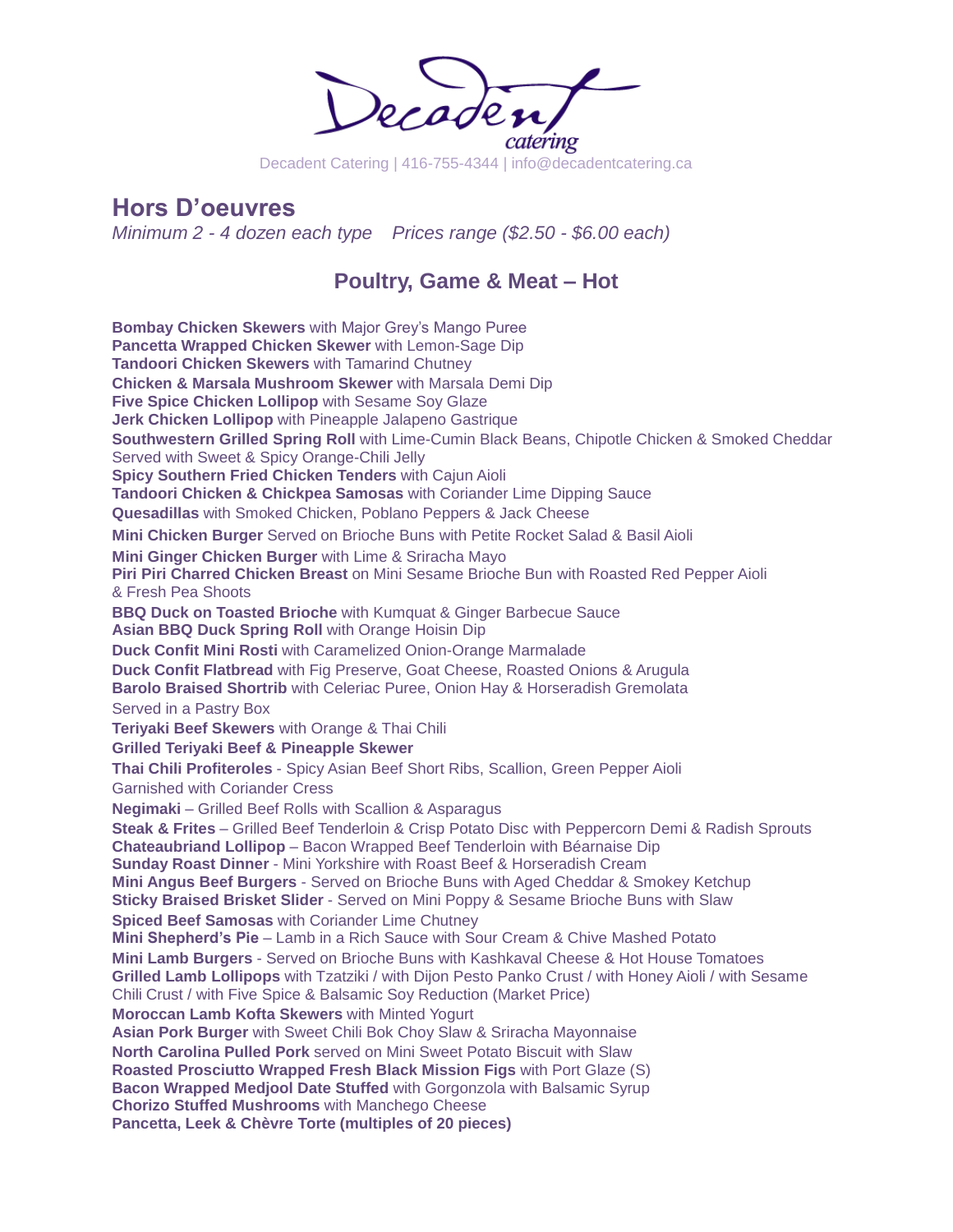Decadent Catering | 416-755-4344 | info@decadentcatering.ca

## Hors D'oeuvres

*Minimum 2 - 4 dozen each type    Prices range ($2.50 - $6.00 each)*

### Poultry, Game & Meat – Hot

**Bombay Chicken Skewers** with Major Grey's Mango Puree
**Pancetta Wrapped Chicken Skewer** with Lemon-Sage Dip
**Tandoori Chicken Skewers** with Tamarind Chutney
**Chicken & Marsala Mushroom Skewer** with Marsala Demi Dip
**Five Spice Chicken Lollipop** with Sesame Soy Glaze
**Jerk Chicken Lollipop** with Pineapple Jalapeno Gastrique
**Southwestern Grilled Spring Roll** with Lime-Cumin Black Beans, Chipotle Chicken & Smoked Cheddar Served with Sweet & Spicy Orange-Chili Jelly
**Spicy Southern Fried Chicken Tenders** with Cajun Aioli
**Tandoori Chicken & Chickpea Samosas** with Coriander Lime Dipping Sauce
**Quesadillas** with Smoked Chicken, Poblano Peppers & Jack Cheese
**Mini Chicken Burger** Served on Brioche Buns with Petite Rocket Salad & Basil Aioli
**Mini Ginger Chicken Burger** with Lime & Sriracha Mayo
**Piri Piri Charred Chicken Breast** on Mini Sesame Brioche Bun with Roasted Red Pepper Aioli & Fresh Pea Shoots
**BBQ Duck on Toasted Brioche** with Kumquat & Ginger Barbecue Sauce
**Asian BBQ Duck Spring Roll** with Orange Hoisin Dip
**Duck Confit Mini Rosti** with Caramelized Onion-Orange Marmalade
**Duck Confit Flatbread** with Fig Preserve, Goat Cheese, Roasted Onions & Arugula
**Barolo Braised Shortrib** with Celeriac Puree, Onion Hay & Horseradish Gremolata Served in a Pastry Box
**Teriyaki Beef Skewers** with Orange & Thai Chili
**Grilled Teriyaki Beef & Pineapple Skewer**
**Thai Chili Profiteroles** - Spicy Asian Beef Short Ribs, Scallion, Green Pepper Aioli Garnished with Coriander Cress
**Negimaki** – Grilled Beef Rolls with Scallion & Asparagus
**Steak & Frites** – Grilled Beef Tenderloin & Crisp Potato Disc with Peppercorn Demi & Radish Sprouts
**Chateaubriand Lollipop** – Bacon Wrapped Beef Tenderloin with Béarnaise Dip
**Sunday Roast Dinner** - Mini Yorkshire with Roast Beef & Horseradish Cream
**Mini Angus Beef Burgers** - Served on Brioche Buns with Aged Cheddar & Smokey Ketchup
**Sticky Braised Brisket Slider** - Served on Mini Poppy & Sesame Brioche Buns with Slaw
**Spiced Beef Samosas** with Coriander Lime Chutney
**Mini Shepherd's Pie** – Lamb in a Rich Sauce with Sour Cream & Chive Mashed Potato
**Mini Lamb Burgers** - Served on Brioche Buns with Kashkaval Cheese & Hot House Tomatoes
**Grilled Lamb Lollipops** with Tzatziki / with Dijon Pesto Panko Crust / with Honey Aioli / with Sesame Chili Crust / with Five Spice & Balsamic Soy Reduction (Market Price)
**Moroccan Lamb Kofta Skewers** with Minted Yogurt
**Asian Pork Burger** with Sweet Chili Bok Choy Slaw & Sriracha Mayonnaise
**North Carolina Pulled Pork** served on Mini Sweet Potato Biscuit with Slaw
**Roasted Prosciutto Wrapped Fresh Black Mission Figs** with Port Glaze (S)
**Bacon Wrapped Medjool Date Stuffed** with Gorgonzola with Balsamic Syrup
**Chorizo Stuffed Mushrooms** with Manchego Cheese
**Pancetta, Leek & Chèvre Torte (multiples of 20 pieces)**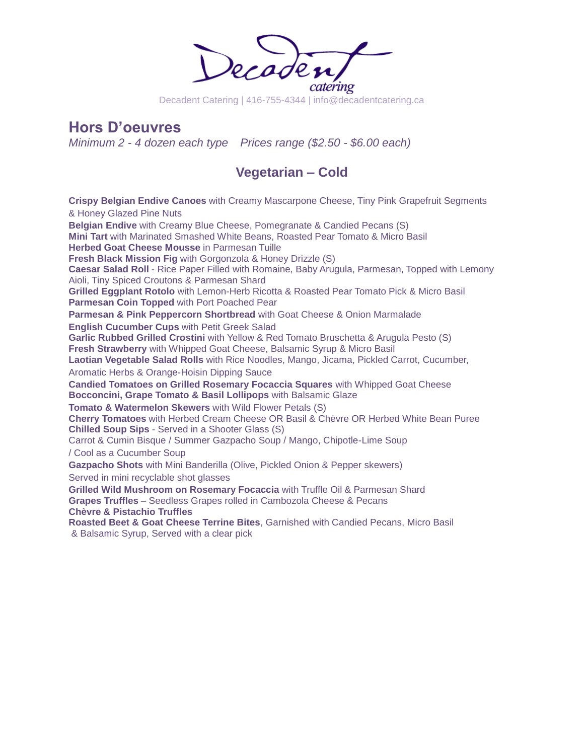Decadent catering

Decadent Catering | 416-755-4344 | info@decadentcatering.ca

## Hors D'oeuvres

*Minimum 2 - 4 dozen each type    Prices range ($2.50 - $6.00 each)*

### Vegetarian – Cold

**Crispy Belgian Endive Canoes** with Creamy Mascarpone Cheese, Tiny Pink Grapefruit Segments & Honey Glazed Pine Nuts
**Belgian Endive** with Creamy Blue Cheese, Pomegranate & Candied Pecans (S)
**Mini Tart** with Marinated Smashed White Beans, Roasted Pear Tomato & Micro Basil
**Herbed Goat Cheese Mousse** in Parmesan Tuille
**Fresh Black Mission Fig** with Gorgonzola & Honey Drizzle (S)
**Caesar Salad Roll** - Rice Paper Filled with Romaine, Baby Arugula, Parmesan, Topped with Lemony Aioli, Tiny Spiced Croutons & Parmesan Shard
**Grilled Eggplant Rotolo** with Lemon-Herb Ricotta & Roasted Pear Tomato Pick & Micro Basil
**Parmesan Coin Topped** with Port Poached Pear
**Parmesan & Pink Peppercorn Shortbread** with Goat Cheese & Onion Marmalade
**English Cucumber Cups** with Petit Greek Salad
**Garlic Rubbed Grilled Crostini** with Yellow & Red Tomato Bruschetta & Arugula Pesto (S)
**Fresh Strawberry** with Whipped Goat Cheese, Balsamic Syrup & Micro Basil
**Laotian Vegetable Salad Rolls** with Rice Noodles, Mango, Jicama, Pickled Carrot, Cucumber, Aromatic Herbs & Orange-Hoisin Dipping Sauce
**Candied Tomatoes on Grilled Rosemary Focaccia Squares** with Whipped Goat Cheese
**Bocconcini, Grape Tomato & Basil Lollipops** with Balsamic Glaze
**Tomato & Watermelon Skewers** with Wild Flower Petals (S)
**Cherry Tomatoes** with Herbed Cream Cheese OR Basil & Chèvre OR Herbed White Bean Puree
**Chilled Soup Sips** - Served in a Shooter Glass (S)
Carrot & Cumin Bisque / Summer Gazpacho Soup / Mango, Chipotle-Lime Soup / Cool as a Cucumber Soup
**Gazpacho Shots** with Mini Banderilla (Olive, Pickled Onion & Pepper skewers)
Served in mini recyclable shot glasses
**Grilled Wild Mushroom on Rosemary Focaccia** with Truffle Oil & Parmesan Shard
**Grapes Truffles** – Seedless Grapes rolled in Cambozola Cheese & Pecans
**Chèvre & Pistachio Truffles**
**Roasted Beet & Goat Cheese Terrine Bites**, Garnished with Candied Pecans, Micro Basil & Balsamic Syrup, Served with a clear pick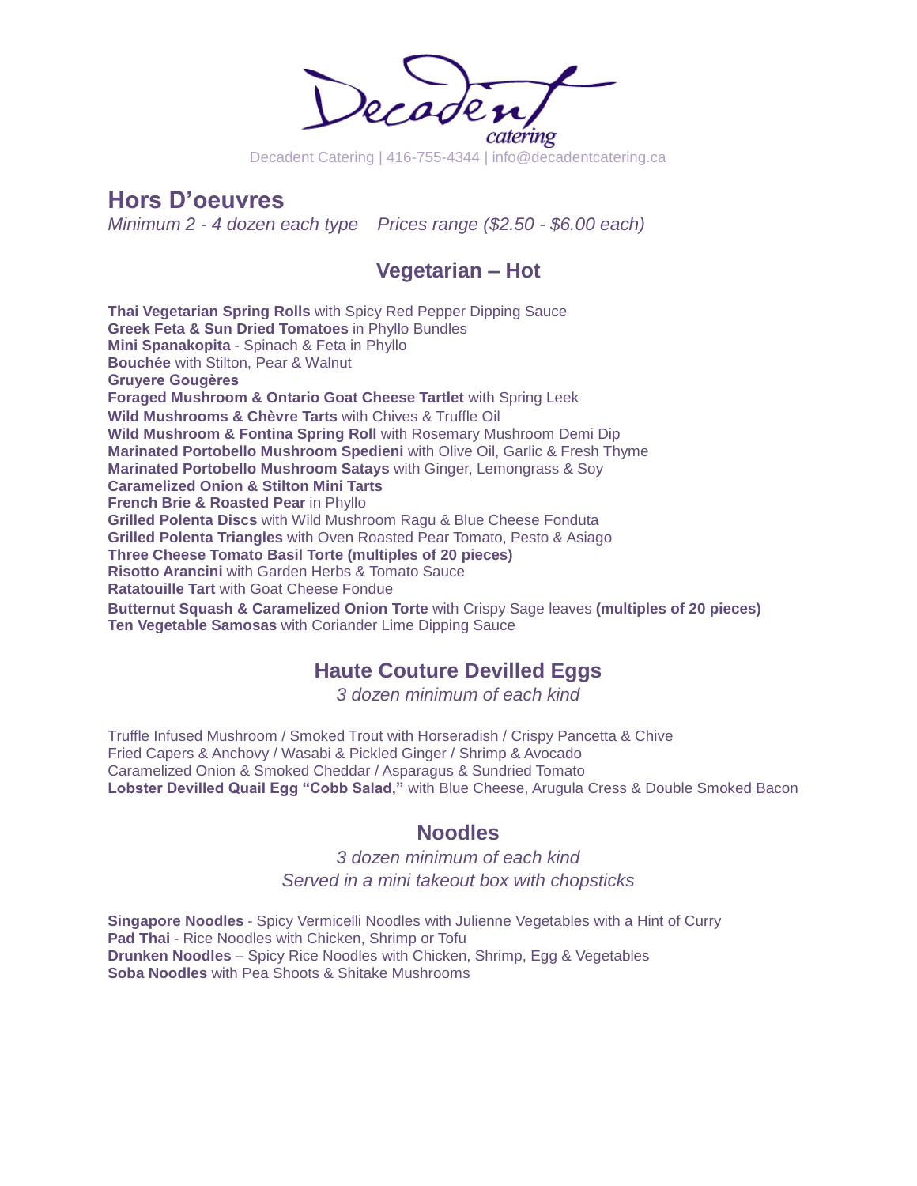Decadent catering

Decadent Catering | 416-755-4344 | info@decadentcatering.ca

## Hors D'oeuvres

*Minimum 2 - 4 dozen each type    Prices range ($2.50 - $6.00 each)*

### Vegetarian – Hot

**Thai Vegetarian Spring Rolls** with Spicy Red Pepper Dipping Sauce
**Greek Feta & Sun Dried Tomatoes** in Phyllo Bundles
**Mini Spanakopita** - Spinach & Feta in Phyllo
**Bouchée** with Stilton, Pear & Walnut
**Gruyere Gougères**
**Foraged Mushroom & Ontario Goat Cheese Tartlet** with Spring Leek
**Wild Mushrooms & Chèvre Tarts** with Chives & Truffle Oil
**Wild Mushroom & Fontina Spring Roll** with Rosemary Mushroom Demi Dip
**Marinated Portobello Mushroom Spedieni** with Olive Oil, Garlic & Fresh Thyme
**Marinated Portobello Mushroom Satays** with Ginger, Lemongrass & Soy
**Caramelized Onion & Stilton Mini Tarts**
**French Brie & Roasted Pear** in Phyllo
**Grilled Polenta Discs** with Wild Mushroom Ragu & Blue Cheese Fonduta
**Grilled Polenta Triangles** with Oven Roasted Pear Tomato, Pesto & Asiago
**Three Cheese Tomato Basil Torte (multiples of 20 pieces)**
**Risotto Arancini** with Garden Herbs & Tomato Sauce
**Ratatouille Tart** with Goat Cheese Fondue
**Butternut Squash & Caramelized Onion Torte** with Crispy Sage leaves **(multiples of 20 pieces)**
**Ten Vegetable Samosas** with Coriander Lime Dipping Sauce

### Haute Couture Devilled Eggs

*3 dozen minimum of each kind*

Truffle Infused Mushroom / Smoked Trout with Horseradish / Crispy Pancetta & Chive
Fried Capers & Anchovy / Wasabi & Pickled Ginger / Shrimp & Avocado
Caramelized Onion & Smoked Cheddar / Asparagus & Sundried Tomato
**Lobster Devilled Quail Egg "Cobb Salad,"** with Blue Cheese, Arugula Cress & Double Smoked Bacon

### Noodles

*3 dozen minimum of each kind*
*Served in a mini takeout box with chopsticks*

**Singapore Noodles** - Spicy Vermicelli Noodles with Julienne Vegetables with a Hint of Curry
**Pad Thai** - Rice Noodles with Chicken, Shrimp or Tofu
**Drunken Noodles** – Spicy Rice Noodles with Chicken, Shrimp, Egg & Vegetables
**Soba Noodles** with Pea Shoots & Shitake Mushrooms